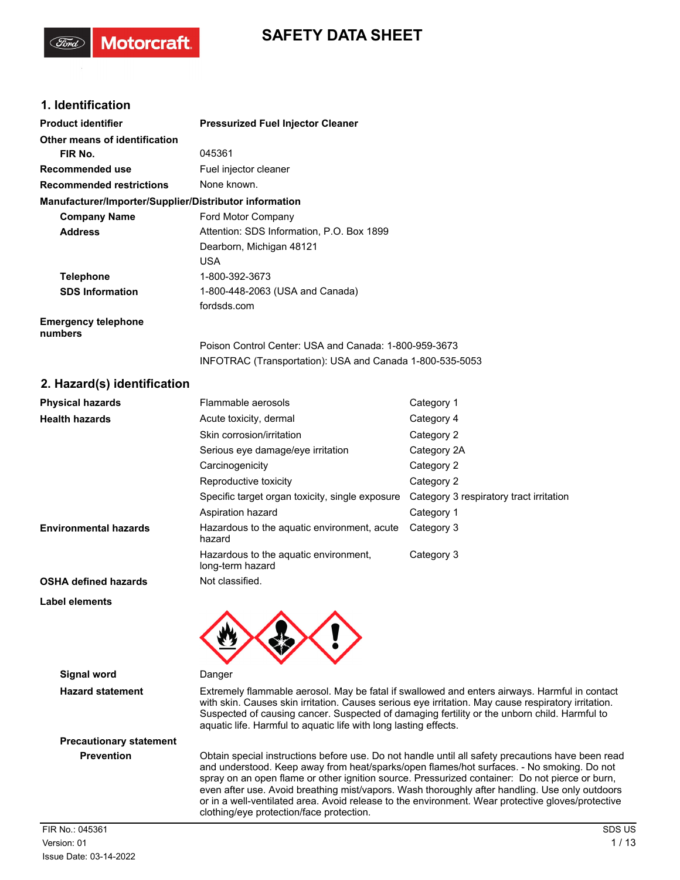# SAFETY DATA SHEET

## 1. Identification

| | |
|---|---|
| **Product identifier** | **Pressurized Fuel Injector Cleaner** |
| **Other means of identification** | |
| **FIR No.** | 045361 |
| **Recommended use** | Fuel injector cleaner |
| **Recommended restrictions** | None known. |

**Manufacturer/Importer/Supplier/Distributor information**

| | |
|---|---|
| **Company Name** | Ford Motor Company |
| **Address** | Attention: SDS Information, P.O. Box 1899<br>Dearborn, Michigan 48121<br>USA |
| **Telephone** | 1-800-392-3673 |
| **SDS Information** | 1-800-448-2063 (USA and Canada)<br>fordsds.com |
| **Emergency telephone numbers** | Poison Control Center: USA and Canada: 1-800-959-3673<br>INFOTRAC (Transportation): USA and Canada 1-800-535-5053 |

## 2. Hazard(s) identification

| | | |
|---|---|---|
| **Physical hazards** | Flammable aerosols | Category 1 |
| **Health hazards** | Acute toxicity, dermal | Category 4 |
| | Skin corrosion/irritation | Category 2 |
| | Serious eye damage/eye irritation | Category 2A |
| | Carcinogenicity | Category 2 |
| | Reproductive toxicity | Category 2 |
| | Specific target organ toxicity, single exposure | Category 3 respiratory tract irritation |
| | Aspiration hazard | Category 1 |
| **Environmental hazards** | Hazardous to the aquatic environment, acute hazard | Category 3 |
| | Hazardous to the aquatic environment, long-term hazard | Category 3 |
| **OSHA defined hazards** | Not classified. | |

**Label elements**

**Signal word** Danger

**Hazard statement** Extremely flammable aerosol. May be fatal if swallowed and enters airways. Harmful in contact with skin. Causes skin irritation. Causes serious eye irritation. May cause respiratory irritation. Suspected of causing cancer. Suspected of damaging fertility or the unborn child. Harmful to aquatic life. Harmful to aquatic life with long lasting effects.

**Precautionary statement**

**Prevention** Obtain special instructions before use. Do not handle until all safety precautions have been read and understood. Keep away from heat/sparks/open flames/hot surfaces. - No smoking. Do not spray on an open flame or other ignition source. Pressurized container: Do not pierce or burn, even after use. Avoid breathing mist/vapors. Wash thoroughly after handling. Use only outdoors or in a well-ventilated area. Avoid release to the environment. Wear protective gloves/protective clothing/eye protection/face protection.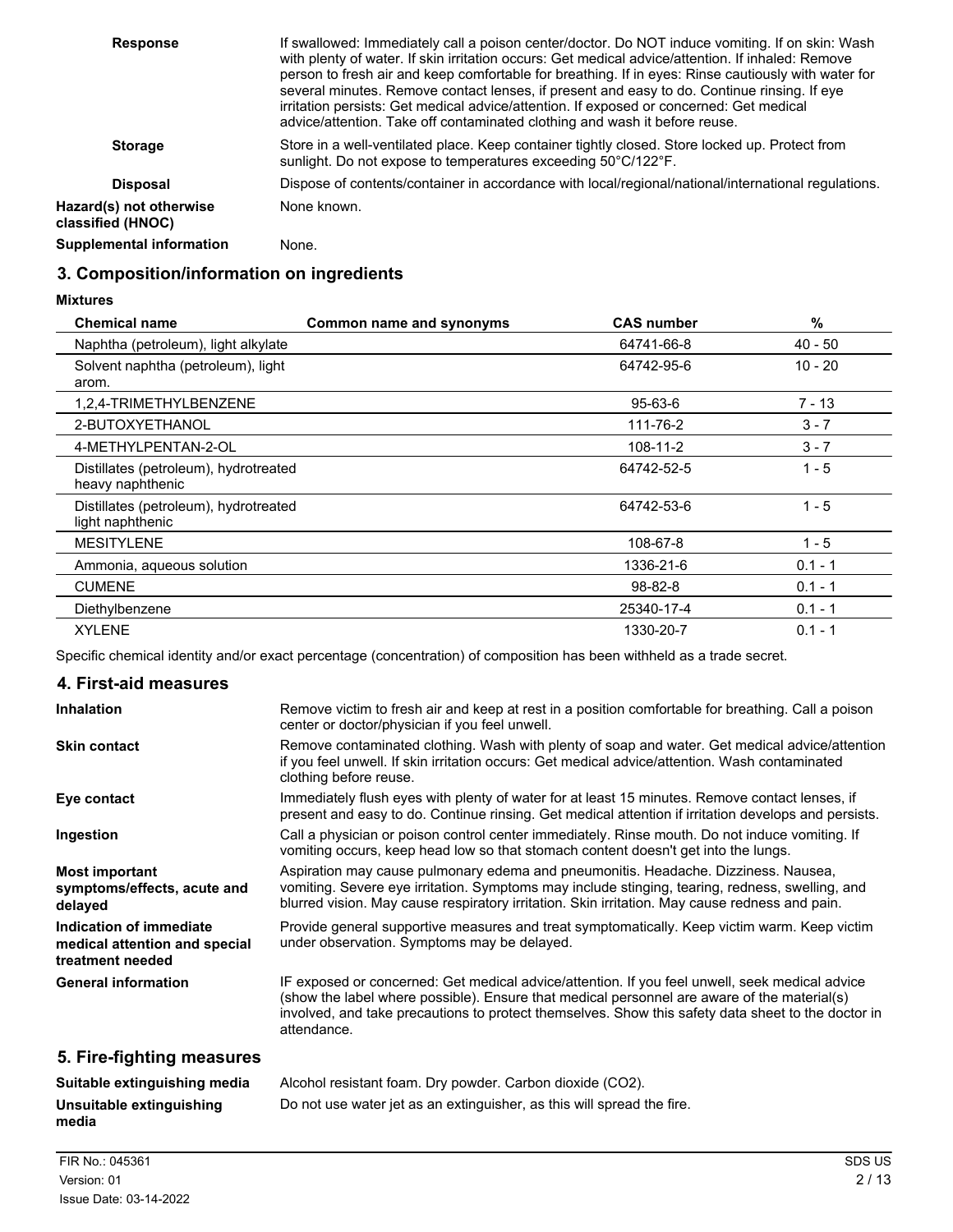| | |
|---|---|
| **Response** | If swallowed: Immediately call a poison center/doctor. Do NOT induce vomiting. If on skin: Wash with plenty of water. If skin irritation occurs: Get medical advice/attention. If inhaled: Remove person to fresh air and keep comfortable for breathing. If in eyes: Rinse cautiously with water for several minutes. Remove contact lenses, if present and easy to do. Continue rinsing. If eye irritation persists: Get medical advice/attention. If exposed or concerned: Get medical advice/attention. Take off contaminated clothing and wash it before reuse. |
| **Storage** | Store in a well-ventilated place. Keep container tightly closed. Store locked up. Protect from sunlight. Do not expose to temperatures exceeding 50°C/122°F. |
| **Disposal** | Dispose of contents/container in accordance with local/regional/national/international regulations. |
| **Hazard(s) not otherwise classified (HNOC)** | None known. |
| **Supplemental information** | None. |

## 3. Composition/information on ingredients

**Mixtures**

| Chemical name | Common name and synonyms | CAS number | % |
|---|---|---|---|
| Naphtha (petroleum), light alkylate | | 64741-66-8 | 40 - 50 |
| Solvent naphtha (petroleum), light arom. | | 64742-95-6 | 10 - 20 |
| 1,2,4-TRIMETHYLBENZENE | | 95-63-6 | 7 - 13 |
| 2-BUTOXYETHANOL | | 111-76-2 | 3 - 7 |
| 4-METHYLPENTAN-2-OL | | 108-11-2 | 3 - 7 |
| Distillates (petroleum), hydrotreated heavy naphthenic | | 64742-52-5 | 1 - 5 |
| Distillates (petroleum), hydrotreated light naphthenic | | 64742-53-6 | 1 - 5 |
| MESITYLENE | | 108-67-8 | 1 - 5 |
| Ammonia, aqueous solution | | 1336-21-6 | 0.1 - 1 |
| CUMENE | | 98-82-8 | 0.1 - 1 |
| Diethylbenzene | | 25340-17-4 | 0.1 - 1 |
| XYLENE | | 1330-20-7 | 0.1 - 1 |

Specific chemical identity and/or exact percentage (concentration) of composition has been withheld as a trade secret.

## 4. First-aid measures

| | |
|---|---|
| **Inhalation** | Remove victim to fresh air and keep at rest in a position comfortable for breathing. Call a poison center or doctor/physician if you feel unwell. |
| **Skin contact** | Remove contaminated clothing. Wash with plenty of soap and water. Get medical advice/attention if you feel unwell. If skin irritation occurs: Get medical advice/attention. Wash contaminated clothing before reuse. |
| **Eye contact** | Immediately flush eyes with plenty of water for at least 15 minutes. Remove contact lenses, if present and easy to do. Continue rinsing. Get medical attention if irritation develops and persists. |
| **Ingestion** | Call a physician or poison control center immediately. Rinse mouth. Do not induce vomiting. If vomiting occurs, keep head low so that stomach content doesn't get into the lungs. |
| **Most important symptoms/effects, acute and delayed** | Aspiration may cause pulmonary edema and pneumonitis. Headache. Dizziness. Nausea, vomiting. Severe eye irritation. Symptoms may include stinging, tearing, redness, swelling, and blurred vision. May cause respiratory irritation. Skin irritation. May cause redness and pain. |
| **Indication of immediate medical attention and special treatment needed** | Provide general supportive measures and treat symptomatically. Keep victim warm. Keep victim under observation. Symptoms may be delayed. |
| **General information** | IF exposed or concerned: Get medical advice/attention. If you feel unwell, seek medical advice (show the label where possible). Ensure that medical personnel are aware of the material(s) involved, and take precautions to protect themselves. Show this safety data sheet to the doctor in attendance. |

## 5. Fire-fighting measures

| | |
|---|---|
| **Suitable extinguishing media** | Alcohol resistant foam. Dry powder. Carbon dioxide ($CO_2$). |
| **Unsuitable extinguishing media** | Do not use water jet as an extinguisher, as this will spread the fire. |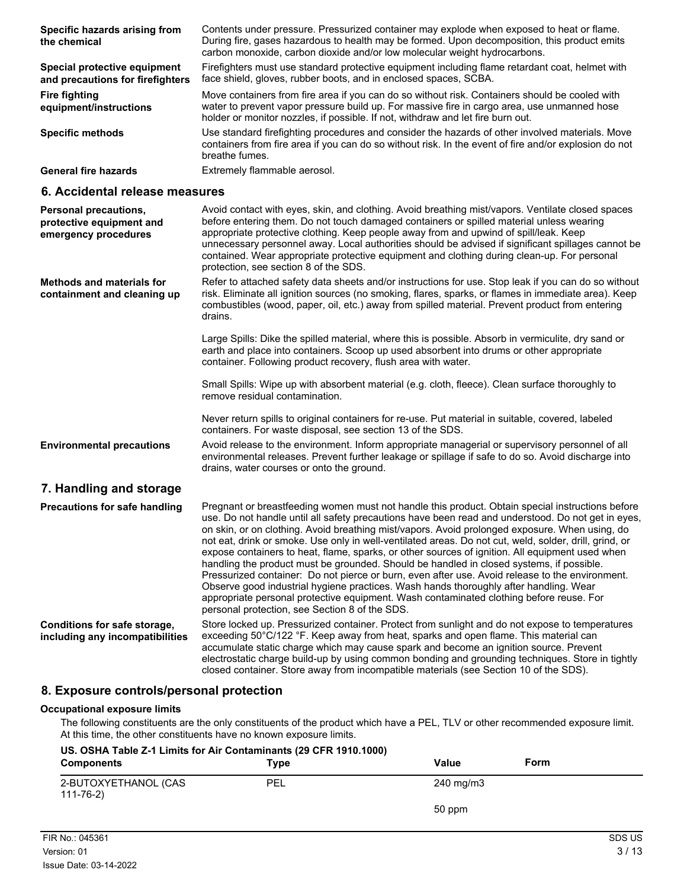**Specific hazards arising from the chemical**
Contents under pressure. Pressurized container may explode when exposed to heat or flame. During fire, gases hazardous to health may be formed. Upon decomposition, this product emits carbon monoxide, carbon dioxide and/or low molecular weight hydrocarbons.

**Special protective equipment and precautions for firefighters**
Firefighters must use standard protective equipment including flame retardant coat, helmet with face shield, gloves, rubber boots, and in enclosed spaces, SCBA.

**Fire fighting equipment/instructions**
Move containers from fire area if you can do so without risk. Containers should be cooled with water to prevent vapor pressure build up. For massive fire in cargo area, use unmanned hose holder or monitor nozzles, if possible. If not, withdraw and let fire burn out.

**Specific methods**
Use standard firefighting procedures and consider the hazards of other involved materials. Move containers from fire area if you can do so without risk. In the event of fire and/or explosion do not breathe fumes.

**General fire hazards**
Extremely flammable aerosol.

## 6. Accidental release measures

**Personal precautions, protective equipment and emergency procedures**
Avoid contact with eyes, skin, and clothing. Avoid breathing mist/vapors. Ventilate closed spaces before entering them. Do not touch damaged containers or spilled material unless wearing appropriate protective clothing. Keep people away from and upwind of spill/leak. Keep unnecessary personnel away. Local authorities should be advised if significant spillages cannot be contained. Wear appropriate protective equipment and clothing during clean-up. For personal protection, see section 8 of the SDS.

**Methods and materials for containment and cleaning up**
Refer to attached safety data sheets and/or instructions for use. Stop leak if you can do so without risk. Eliminate all ignition sources (no smoking, flares, sparks, or flames in immediate area). Keep combustibles (wood, paper, oil, etc.) away from spilled material. Prevent product from entering drains.

Large Spills: Dike the spilled material, where this is possible. Absorb in vermiculite, dry sand or earth and place into containers. Scoop up used absorbent into drums or other appropriate container. Following product recovery, flush area with water.

Small Spills: Wipe up with absorbent material (e.g. cloth, fleece). Clean surface thoroughly to remove residual contamination.

Never return spills to original containers for re-use. Put material in suitable, covered, labeled containers. For waste disposal, see section 13 of the SDS.

**Environmental precautions**
Avoid release to the environment. Inform appropriate managerial or supervisory personnel of all environmental releases. Prevent further leakage or spillage if safe to do so. Avoid discharge into drains, water courses or onto the ground.

## 7. Handling and storage

**Precautions for safe handling**
Pregnant or breastfeeding women must not handle this product. Obtain special instructions before use. Do not handle until all safety precautions have been read and understood. Do not get in eyes, on skin, or on clothing. Avoid breathing mist/vapors. Avoid prolonged exposure. When using, do not eat, drink or smoke. Use only in well-ventilated areas. Do not cut, weld, solder, drill, grind, or expose containers to heat, flame, sparks, or other sources of ignition. All equipment used when handling the product must be grounded. Should be handled in closed systems, if possible. Pressurized container: Do not pierce or burn, even after use. Avoid release to the environment. Observe good industrial hygiene practices. Wash hands thoroughly after handling. Wear appropriate personal protective equipment. Wash contaminated clothing before reuse. For personal protection, see Section 8 of the SDS.

**Conditions for safe storage, including any incompatibilities**
Store locked up. Pressurized container. Protect from sunlight and do not expose to temperatures exceeding 50°C/122 °F. Keep away from heat, sparks and open flame. This material can accumulate static charge which may cause spark and become an ignition source. Prevent electrostatic charge build-up by using common bonding and grounding techniques. Store in tightly closed container. Store away from incompatible materials (see Section 10 of the SDS).

## 8. Exposure controls/personal protection

**Occupational exposure limits**

The following constituents are the only constituents of the product which have a PEL, TLV or other recommended exposure limit. At this time, the other constituents have no known exposure limits.

**US. OSHA Table Z-1 Limits for Air Contaminants (29 CFR 1910.1000)**

| Components | Type | Value | Form |
|---|---|---|---|
| 2-BUTOXYETHANOL (CAS 111-76-2) | PEL | 240 mg/m3 | |
| | | 50 ppm | |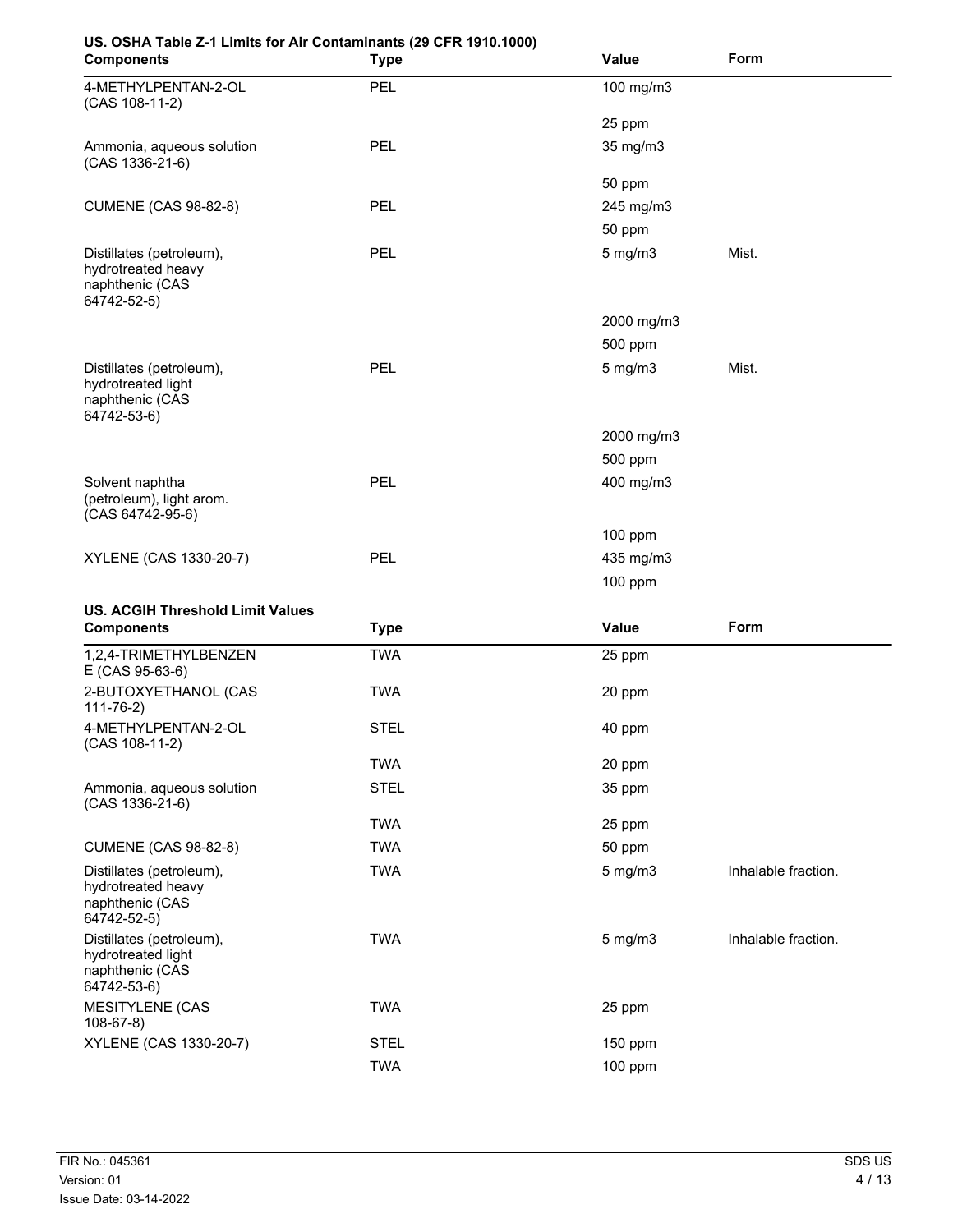**US. OSHA Table Z-1 Limits for Air Contaminants (29 CFR 1910.1000)**

| Components | Type | Value | Form |
|---|---|---|---|
| 4-METHYLPENTAN-2-OL (CAS 108-11-2) | PEL | 100 mg/m3 | |
| | | 25 ppm | |
| Ammonia, aqueous solution (CAS 1336-21-6) | PEL | 35 mg/m3 | |
| | | 50 ppm | |
| CUMENE (CAS 98-82-8) | PEL | 245 mg/m3 | |
| | | 50 ppm | |
| Distillates (petroleum), hydrotreated heavy naphthenic (CAS 64742-52-5) | PEL | 5 mg/m3 | Mist. |
| | | 2000 mg/m3 | |
| | | 500 ppm | |
| Distillates (petroleum), hydrotreated light naphthenic (CAS 64742-53-6) | PEL | 5 mg/m3 | Mist. |
| | | 2000 mg/m3 | |
| | | 500 ppm | |
| Solvent naphtha (petroleum), light arom. (CAS 64742-95-6) | PEL | 400 mg/m3 | |
| | | 100 ppm | |
| XYLENE (CAS 1330-20-7) | PEL | 435 mg/m3 | |
| | | 100 ppm | |

**US. ACGIH Threshold Limit Values**

| Components | Type | Value | Form |
|---|---|---|---|
| 1,2,4-TRIMETHYLBENZENE (CAS 95-63-6) | TWA | 25 ppm | |
| 2-BUTOXYETHANOL (CAS 111-76-2) | TWA | 20 ppm | |
| 4-METHYLPENTAN-2-OL (CAS 108-11-2) | STEL | 40 ppm | |
| | TWA | 20 ppm | |
| Ammonia, aqueous solution (CAS 1336-21-6) | STEL | 35 ppm | |
| | TWA | 25 ppm | |
| CUMENE (CAS 98-82-8) | TWA | 50 ppm | |
| Distillates (petroleum), hydrotreated heavy naphthenic (CAS 64742-52-5) | TWA | 5 mg/m3 | Inhalable fraction. |
| Distillates (petroleum), hydrotreated light naphthenic (CAS 64742-53-6) | TWA | 5 mg/m3 | Inhalable fraction. |
| MESITYLENE (CAS 108-67-8) | TWA | 25 ppm | |
| XYLENE (CAS 1330-20-7) | STEL | 150 ppm | |
| | TWA | 100 ppm | |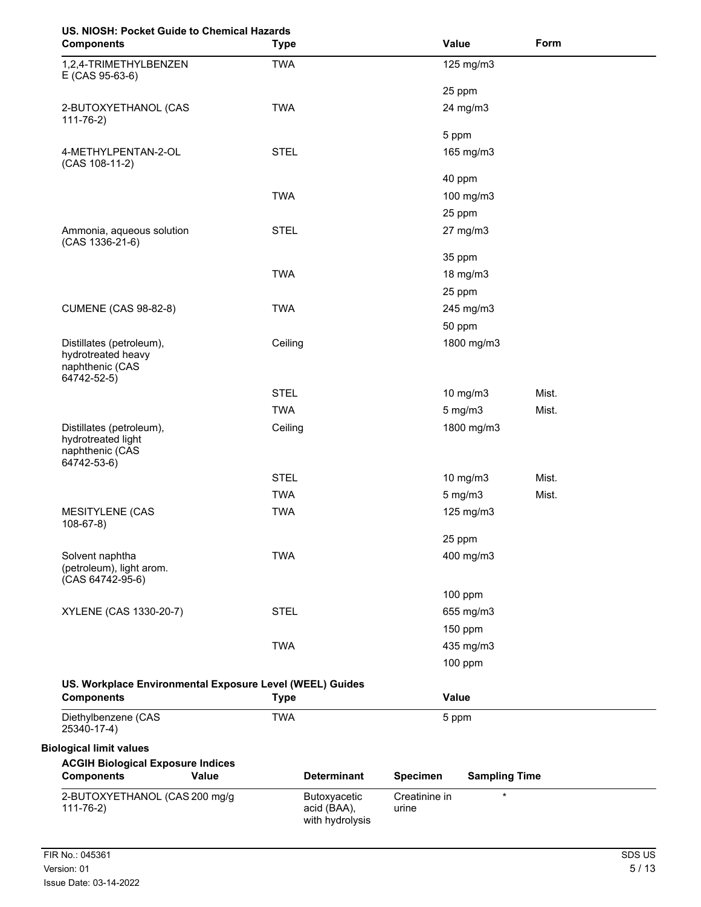**US. NIOSH: Pocket Guide to Chemical Hazards**

| Components | Type | Value | Form |
|---|---|---|---|
| 1,2,4-TRIMETHYLBENZENE (CAS 95-63-6) | TWA | 125 mg/m3 | |
| | | 25 ppm | |
| 2-BUTOXYETHANOL (CAS 111-76-2) | TWA | 24 mg/m3 | |
| | | 5 ppm | |
| 4-METHYLPENTAN-2-OL (CAS 108-11-2) | STEL | 165 mg/m3 | |
| | | 40 ppm | |
| | TWA | 100 mg/m3 | |
| | | 25 ppm | |
| Ammonia, aqueous solution (CAS 1336-21-6) | STEL | 27 mg/m3 | |
| | | 35 ppm | |
| | TWA | 18 mg/m3 | |
| | | 25 ppm | |
| CUMENE (CAS 98-82-8) | TWA | 245 mg/m3 | |
| | | 50 ppm | |
| Distillates (petroleum), hydrotreated heavy naphthenic (CAS 64742-52-5) | Ceiling | 1800 mg/m3 | |
| | STEL | 10 mg/m3 | Mist. |
| | TWA | 5 mg/m3 | Mist. |
| Distillates (petroleum), hydrotreated light naphthenic (CAS 64742-53-6) | Ceiling | 1800 mg/m3 | |
| | STEL | 10 mg/m3 | Mist. |
| | TWA | 5 mg/m3 | Mist. |
| MESITYLENE (CAS 108-67-8) | TWA | 125 mg/m3 | |
| | | 25 ppm | |
| Solvent naphtha (petroleum), light arom. (CAS 64742-95-6) | TWA | 400 mg/m3 | |
| | | 100 ppm | |
| XYLENE (CAS 1330-20-7) | STEL | 655 mg/m3 | |
| | | 150 ppm | |
| | TWA | 435 mg/m3 | |
| | | 100 ppm | |

**US. Workplace Environmental Exposure Level (WEEL) Guides**

| Components | Type | Value |
|---|---|---|
| Diethylbenzene (CAS 25340-17-4) | TWA | 5 ppm |

**Biological limit values**

**ACGIH Biological Exposure Indices**

| Components | Value | Determinant | Specimen | Sampling Time |
|---|---|---|---|---|
| 2-BUTOXYETHANOL (CAS 111-76-2) | 200 mg/g | Butoxyacetic acid (BAA), with hydrolysis | Creatinine in urine | * |

FIR No.: 045361
Version: 01
Issue Date: 03-14-2022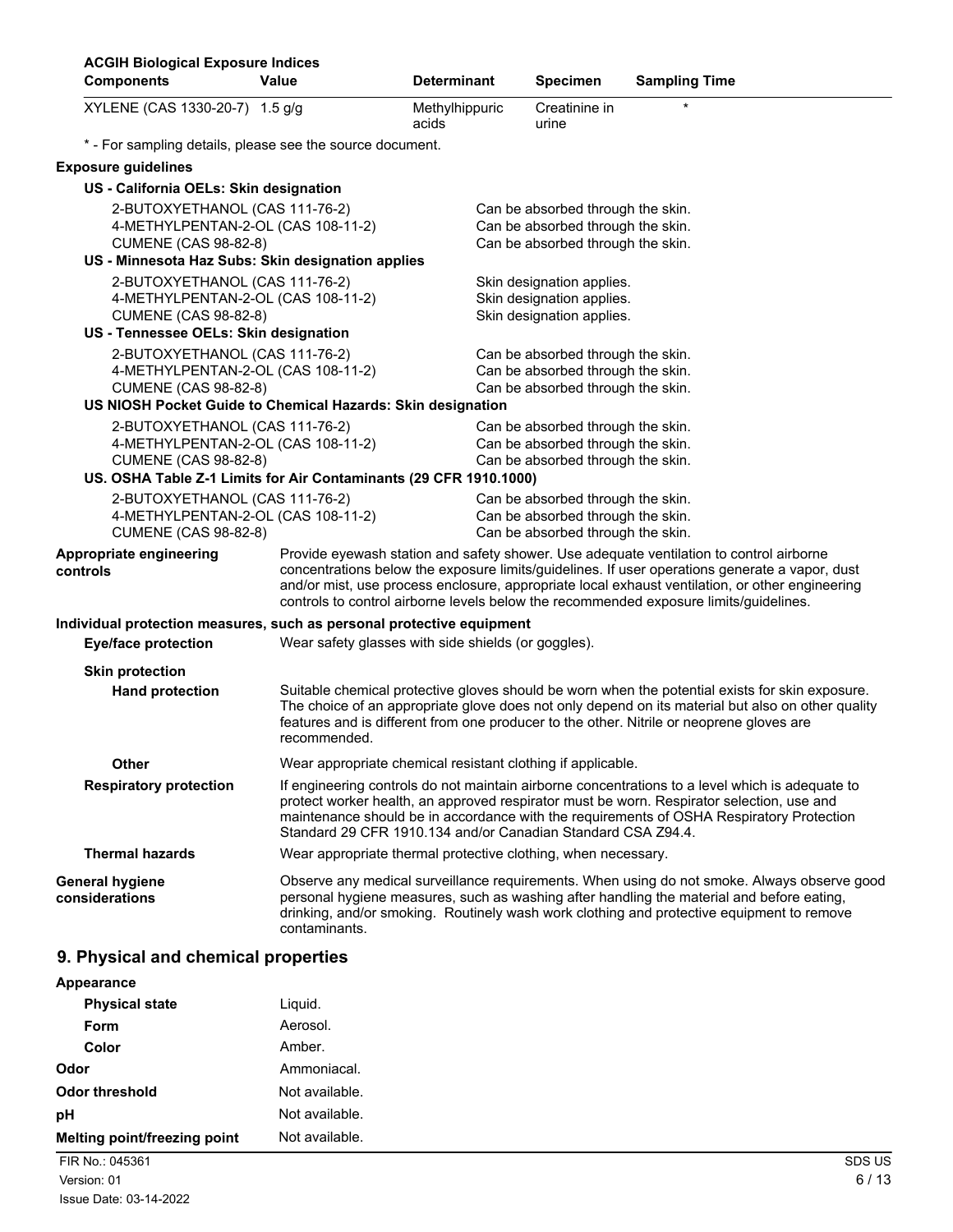**ACGIH Biological Exposure Indices**

| Components | Value | Determinant | Specimen | Sampling Time |
|---|---|---|---|---|
| XYLENE (CAS 1330-20-7) | 1.5 g/g | Methylhippuric acids | Creatinine in urine | * |

* - For sampling details, please see the source document.

**Exposure guidelines**

**US - California OELs: Skin designation**

| | |
|---|---|
| 2-BUTOXYETHANOL (CAS 111-76-2) | Can be absorbed through the skin. |
| 4-METHYLPENTAN-2-OL (CAS 108-11-2) | Can be absorbed through the skin. |
| CUMENE (CAS 98-82-8) | Can be absorbed through the skin. |

**US - Minnesota Haz Subs: Skin designation applies**

| | |
|---|---|
| 2-BUTOXYETHANOL (CAS 111-76-2) | Skin designation applies. |
| 4-METHYLPENTAN-2-OL (CAS 108-11-2) | Skin designation applies. |
| CUMENE (CAS 98-82-8) | Skin designation applies. |

**US - Tennessee OELs: Skin designation**

| | |
|---|---|
| 2-BUTOXYETHANOL (CAS 111-76-2) | Can be absorbed through the skin. |
| 4-METHYLPENTAN-2-OL (CAS 108-11-2) | Can be absorbed through the skin. |
| CUMENE (CAS 98-82-8) | Can be absorbed through the skin. |

**US NIOSH Pocket Guide to Chemical Hazards: Skin designation**

| | |
|---|---|
| 2-BUTOXYETHANOL (CAS 111-76-2) | Can be absorbed through the skin. |
| 4-METHYLPENTAN-2-OL (CAS 108-11-2) | Can be absorbed through the skin. |
| CUMENE (CAS 98-82-8) | Can be absorbed through the skin. |

**US. OSHA Table Z-1 Limits for Air Contaminants (29 CFR 1910.1000)**

| | |
|---|---|
| 2-BUTOXYETHANOL (CAS 111-76-2) | Can be absorbed through the skin. |
| 4-METHYLPENTAN-2-OL (CAS 108-11-2) | Can be absorbed through the skin. |
| CUMENE (CAS 98-82-8) | Can be absorbed through the skin. |

**Appropriate engineering controls**
Provide eyewash station and safety shower. Use adequate ventilation to control airborne concentrations below the exposure limits/guidelines. If user operations generate a vapor, dust and/or mist, use process enclosure, appropriate local exhaust ventilation, or other engineering controls to control airborne levels below the recommended exposure limits/guidelines.

**Individual protection measures, such as personal protective equipment**

**Eye/face protection**
Wear safety glasses with side shields (or goggles).

**Skin protection**

**Hand protection**
Suitable chemical protective gloves should be worn when the potential exists for skin exposure. The choice of an appropriate glove does not only depend on its material but also on other quality features and is different from one producer to the other. Nitrile or neoprene gloves are recommended.

**Other**
Wear appropriate chemical resistant clothing if applicable.

**Respiratory protection**
If engineering controls do not maintain airborne concentrations to a level which is adequate to protect worker health, an approved respirator must be worn. Respirator selection, use and maintenance should be in accordance with the requirements of OSHA Respiratory Protection Standard 29 CFR 1910.134 and/or Canadian Standard CSA Z94.4.

**Thermal hazards**
Wear appropriate thermal protective clothing, when necessary.

**General hygiene considerations**
Observe any medical surveillance requirements. When using do not smoke. Always observe good personal hygiene measures, such as washing after handling the material and before eating, drinking, and/or smoking. Routinely wash work clothing and protective equipment to remove contaminants.

## 9. Physical and chemical properties

**Appearance**

| | |
|---|---|
| **Physical state** | Liquid. |
| **Form** | Aerosol. |
| **Color** | Amber. |
| **Odor** | Ammoniacal. |
| **Odor threshold** | Not available. |
| **pH** | Not available. |
| **Melting point/freezing point** | Not available. |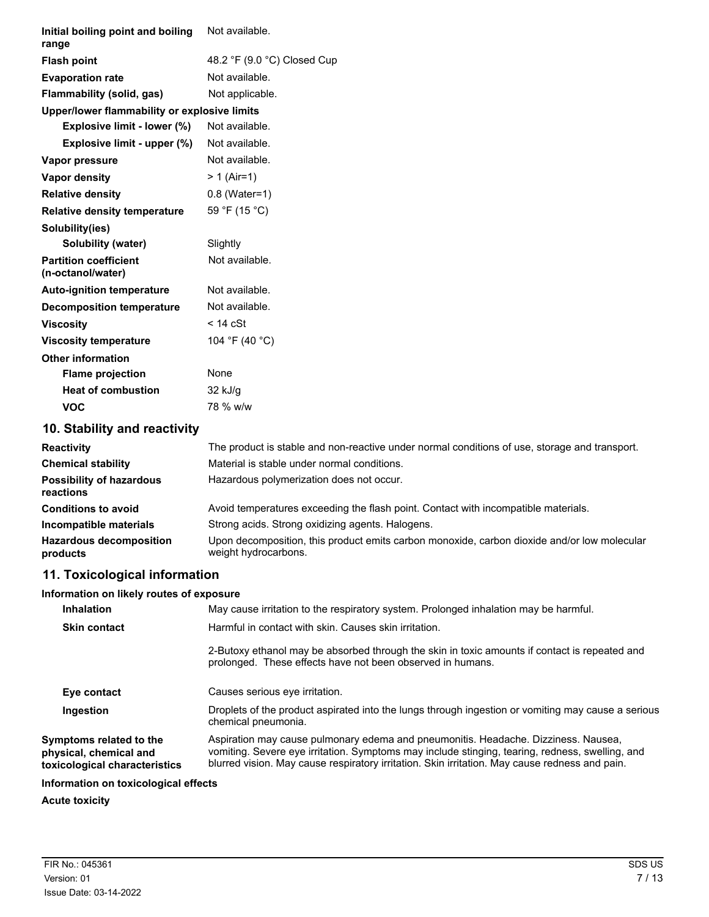| | |
|---|---|
| **Initial boiling point and boiling range** | Not available. |
| **Flash point** | 48.2 °F (9.0 °C) Closed Cup |
| **Evaporation rate** | Not available. |
| **Flammability (solid, gas)** | Not applicable. |
| **Upper/lower flammability or explosive limits** | |
| **Explosive limit - lower (%)** | Not available. |
| **Explosive limit - upper (%)** | Not available. |
| **Vapor pressure** | Not available. |
| **Vapor density** | > 1 (Air=1) |
| **Relative density** | 0.8 (Water=1) |
| **Relative density temperature** | 59 °F (15 °C) |
| **Solubility(ies)** | |
| **Solubility (water)** | Slightly |
| **Partition coefficient (n-octanol/water)** | Not available. |
| **Auto-ignition temperature** | Not available. |
| **Decomposition temperature** | Not available. |
| **Viscosity** | < 14 cSt |
| **Viscosity temperature** | 104 °F (40 °C) |
| **Other information** | |
| **Flame projection** | None |
| **Heat of combustion** | 32 kJ/g |
| **VOC** | 78 % w/w |

## 10. Stability and reactivity

| | |
|---|---|
| **Reactivity** | The product is stable and non-reactive under normal conditions of use, storage and transport. |
| **Chemical stability** | Material is stable under normal conditions. |
| **Possibility of hazardous reactions** | Hazardous polymerization does not occur. |
| **Conditions to avoid** | Avoid temperatures exceeding the flash point. Contact with incompatible materials. |
| **Incompatible materials** | Strong acids. Strong oxidizing agents. Halogens. |
| **Hazardous decomposition products** | Upon decomposition, this product emits carbon monoxide, carbon dioxide and/or low molecular weight hydrocarbons. |

## 11. Toxicological information

**Information on likely routes of exposure**

| | |
|---|---|
| **Inhalation** | May cause irritation to the respiratory system. Prolonged inhalation may be harmful. |
| **Skin contact** | Harmful in contact with skin. Causes skin irritation.<br><br>2-Butoxy ethanol may be absorbed through the skin in toxic amounts if contact is repeated and prolonged. These effects have not been observed in humans. |
| **Eye contact** | Causes serious eye irritation. |
| **Ingestion** | Droplets of the product aspirated into the lungs through ingestion or vomiting may cause a serious chemical pneumonia. |
| **Symptoms related to the physical, chemical and toxicological characteristics** | Aspiration may cause pulmonary edema and pneumonitis. Headache. Dizziness. Nausea, vomiting. Severe eye irritation. Symptoms may include stinging, tearing, redness, swelling, and blurred vision. May cause respiratory irritation. Skin irritation. May cause redness and pain. |

**Information on toxicological effects**

**Acute toxicity**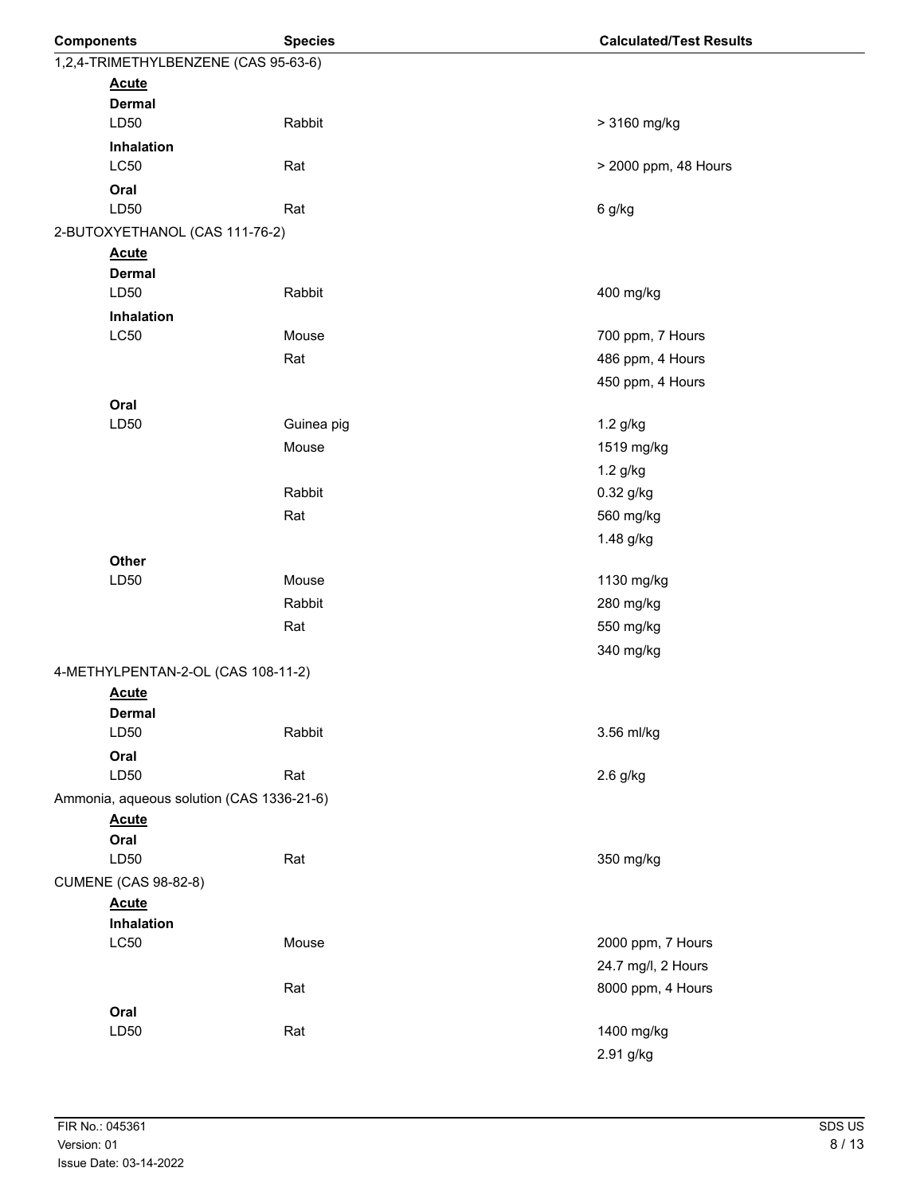| Components | Species | Calculated/Test Results |
|---|---|---|
| 1,2,4-TRIMETHYLBENZENE (CAS 95-63-6) | | |
| **Acute** | | |
| **Dermal** | | |
| LD50 | Rabbit | > 3160 mg/kg |
| **Inhalation** | | |
| LC50 | Rat | > 2000 ppm, 48 Hours |
| **Oral** | | |
| LD50 | Rat | 6 g/kg |
| 2-BUTOXYETHANOL (CAS 111-76-2) | | |
| **Acute** | | |
| **Dermal** | | |
| LD50 | Rabbit | 400 mg/kg |
| **Inhalation** | | |
| LC50 | Mouse | 700 ppm, 7 Hours |
| | Rat | 486 ppm, 4 Hours |
| | | 450 ppm, 4 Hours |
| **Oral** | | |
| LD50 | Guinea pig | 1.2 g/kg |
| | Mouse | 1519 mg/kg |
| | | 1.2 g/kg |
| | Rabbit | 0.32 g/kg |
| | Rat | 560 mg/kg |
| | | 1.48 g/kg |
| **Other** | | |
| LD50 | Mouse | 1130 mg/kg |
| | Rabbit | 280 mg/kg |
| | Rat | 550 mg/kg |
| | | 340 mg/kg |
| 4-METHYLPENTAN-2-OL (CAS 108-11-2) | | |
| **Acute** | | |
| **Dermal** | | |
| LD50 | Rabbit | 3.56 ml/kg |
| **Oral** | | |
| LD50 | Rat | 2.6 g/kg |
| Ammonia, aqueous solution (CAS 1336-21-6) | | |
| **Acute** | | |
| **Oral** | | |
| LD50 | Rat | 350 mg/kg |
| CUMENE (CAS 98-82-8) | | |
| **Acute** | | |
| **Inhalation** | | |
| LC50 | Mouse | 2000 ppm, 7 Hours |
| | | 24.7 mg/l, 2 Hours |
| | Rat | 8000 ppm, 4 Hours |
| **Oral** | | |
| LD50 | Rat | 1400 mg/kg |
| | | 2.91 g/kg |

FIR No.: 045361
Version: 01
Issue Date: 03-14-2022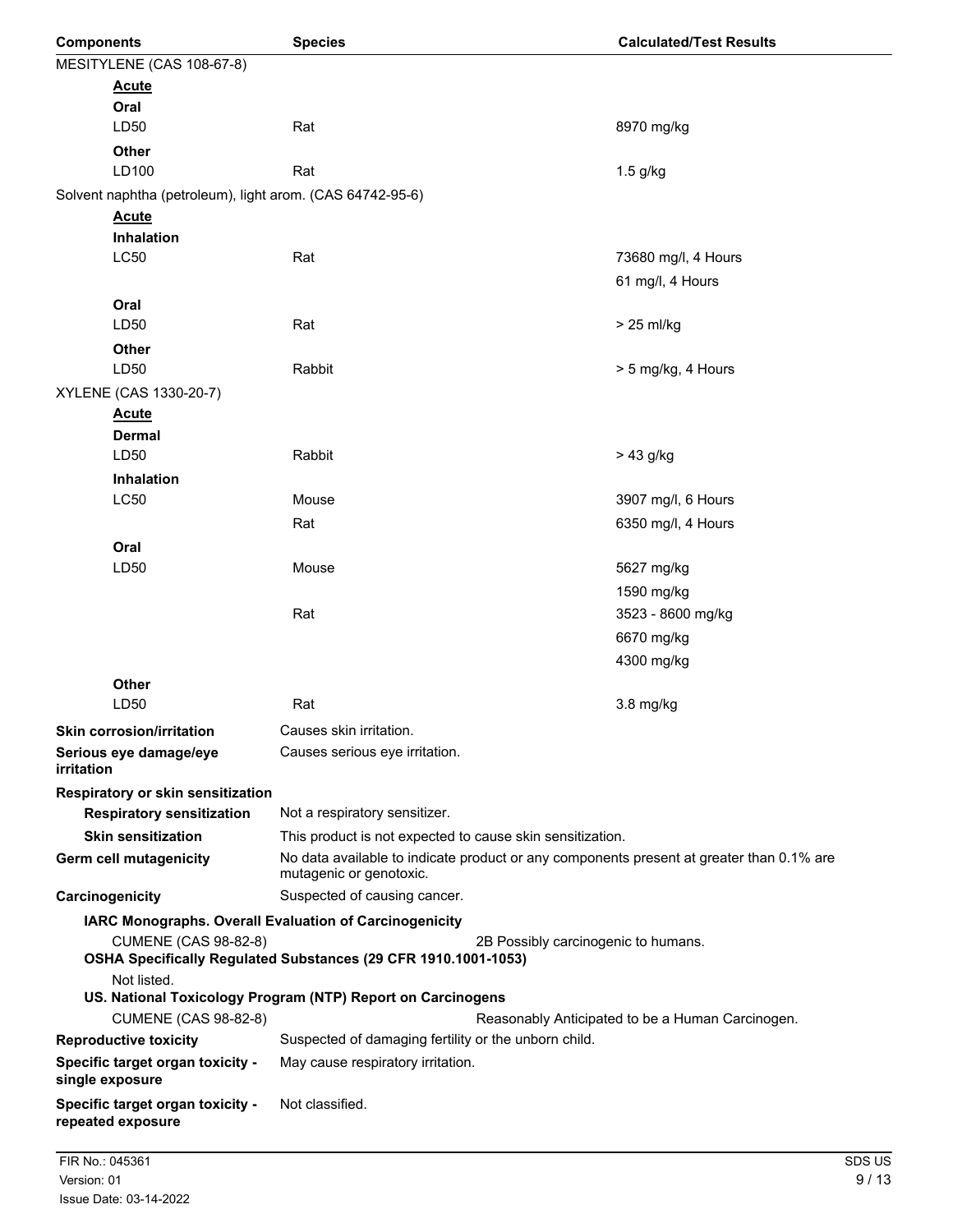| Components | Species | Calculated/Test Results |
|---|---|---|
| MESITYLENE (CAS 108-67-8) | | |
| **Acute** | | |
| **Oral** | | |
| LD50 | Rat | 8970 mg/kg |
| **Other** | | |
| LD100 | Rat | 1.5 g/kg |
| Solvent naphtha (petroleum), light arom. (CAS 64742-95-6) | | |
| **Acute** | | |
| **Inhalation** | | |
| LC50 | Rat | 73680 mg/l, 4 Hours |
| | | 61 mg/l, 4 Hours |
| **Oral** | | |
| LD50 | Rat | > 25 ml/kg |
| **Other** | | |
| LD50 | Rabbit | > 5 mg/kg, 4 Hours |
| XYLENE (CAS 1330-20-7) | | |
| **Acute** | | |
| **Dermal** | | |
| LD50 | Rabbit | > 43 g/kg |
| **Inhalation** | | |
| LC50 | Mouse | 3907 mg/l, 6 Hours |
| | Rat | 6350 mg/l, 4 Hours |
| **Oral** | | |
| LD50 | Mouse | 5627 mg/kg |
| | | 1590 mg/kg |
| | Rat | 3523 - 8600 mg/kg |
| | | 6670 mg/kg |
| | | 4300 mg/kg |
| **Other** | | |
| LD50 | Rat | 3.8 mg/kg |

**Skin corrosion/irritation** Causes skin irritation.

**Serious eye damage/eye irritation** Causes serious eye irritation.

**Respiratory or skin sensitization**

**Respiratory sensitization** Not a respiratory sensitizer.

**Skin sensitization** This product is not expected to cause skin sensitization.

**Germ cell mutagenicity** No data available to indicate product or any components present at greater than 0.1% are mutagenic or genotoxic.

**Carcinogenicity** Suspected of causing cancer.

**IARC Monographs. Overall Evaluation of Carcinogenicity**

CUMENE (CAS 98-82-8) 2B Possibly carcinogenic to humans.

**OSHA Specifically Regulated Substances (29 CFR 1910.1001-1053)**

Not listed.

**US. National Toxicology Program (NTP) Report on Carcinogens**

CUMENE (CAS 98-82-8) Reasonably Anticipated to be a Human Carcinogen.

**Reproductive toxicity** Suspected of damaging fertility or the unborn child.

**Specific target organ toxicity - single exposure** May cause respiratory irritation.

**Specific target organ toxicity - repeated exposure** Not classified.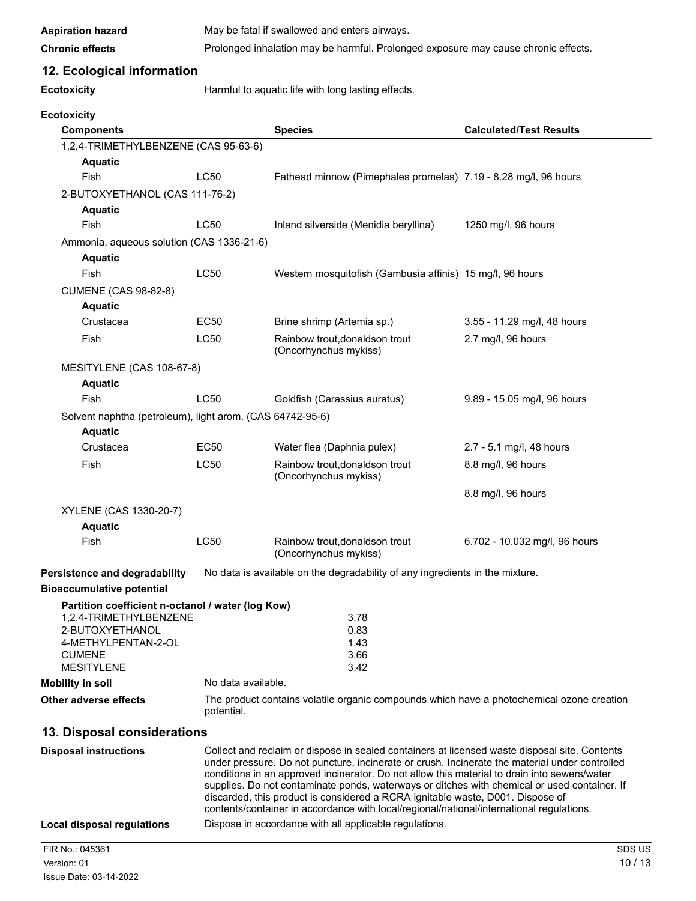**Aspiration hazard** May be fatal if swallowed and enters airways.

**Chronic effects** Prolonged inhalation may be harmful. Prolonged exposure may cause chronic effects.

## 12. Ecological information

**Ecotoxicity** Harmful to aquatic life with long lasting effects.

**Ecotoxicity**

| Components | | Species | Calculated/Test Results |
|---|---|---|---|
| 1,2,4-TRIMETHYLBENZENE (CAS 95-63-6) | | | |
| **Aquatic** | | | |
| Fish | LC50 | Fathead minnow (Pimephales promelas) | 7.19 - 8.28 mg/l, 96 hours |
| 2-BUTOXYETHANOL (CAS 111-76-2) | | | |
| **Aquatic** | | | |
| Fish | LC50 | Inland silverside (Menidia beryllina) | 1250 mg/l, 96 hours |
| Ammonia, aqueous solution (CAS 1336-21-6) | | | |
| **Aquatic** | | | |
| Fish | LC50 | Western mosquitofish (Gambusia affinis) | 15 mg/l, 96 hours |
| CUMENE (CAS 98-82-8) | | | |
| **Aquatic** | | | |
| Crustacea | EC50 | Brine shrimp (Artemia sp.) | 3.55 - 11.29 mg/l, 48 hours |
| Fish | LC50 | Rainbow trout,donaldson trout (Oncorhynchus mykiss) | 2.7 mg/l, 96 hours |
| MESITYLENE (CAS 108-67-8) | | | |
| **Aquatic** | | | |
| Fish | LC50 | Goldfish (Carassius auratus) | 9.89 - 15.05 mg/l, 96 hours |
| Solvent naphtha (petroleum), light arom. (CAS 64742-95-6) | | | |
| **Aquatic** | | | |
| Crustacea | EC50 | Water flea (Daphnia pulex) | 2.7 - 5.1 mg/l, 48 hours |
| Fish | LC50 | Rainbow trout,donaldson trout (Oncorhynchus mykiss) | 8.8 mg/l, 96 hours |
| | | | 8.8 mg/l, 96 hours |
| XYLENE (CAS 1330-20-7) | | | |
| **Aquatic** | | | |
| Fish | LC50 | Rainbow trout,donaldson trout (Oncorhynchus mykiss) | 6.702 - 10.032 mg/l, 96 hours |

**Persistence and degradability** No data is available on the degradability of any ingredients in the mixture.

**Bioaccumulative potential**

**Partition coefficient n-octanol / water (log Kow)**

| | |
|---|---|
| 1,2,4-TRIMETHYLBENZENE | 3.78 |
| 2-BUTOXYETHANOL | 0.83 |
| 4-METHYLPENTAN-2-OL | 1.43 |
| CUMENE | 3.66 |
| MESITYLENE | 3.42 |

**Mobility in soil** No data available.

**Other adverse effects** The product contains volatile organic compounds which have a photochemical ozone creation potential.

## 13. Disposal considerations

**Disposal instructions** Collect and reclaim or dispose in sealed containers at licensed waste disposal site. Contents under pressure. Do not puncture, incinerate or crush. Incinerate the material under controlled conditions in an approved incinerator. Do not allow this material to drain into sewers/water supplies. Do not contaminate ponds, waterways or ditches with chemical or used container. If discarded, this product is considered a RCRA ignitable waste, D001. Dispose of contents/container in accordance with local/regional/national/international regulations.

**Local disposal regulations** Dispose in accordance with all applicable regulations.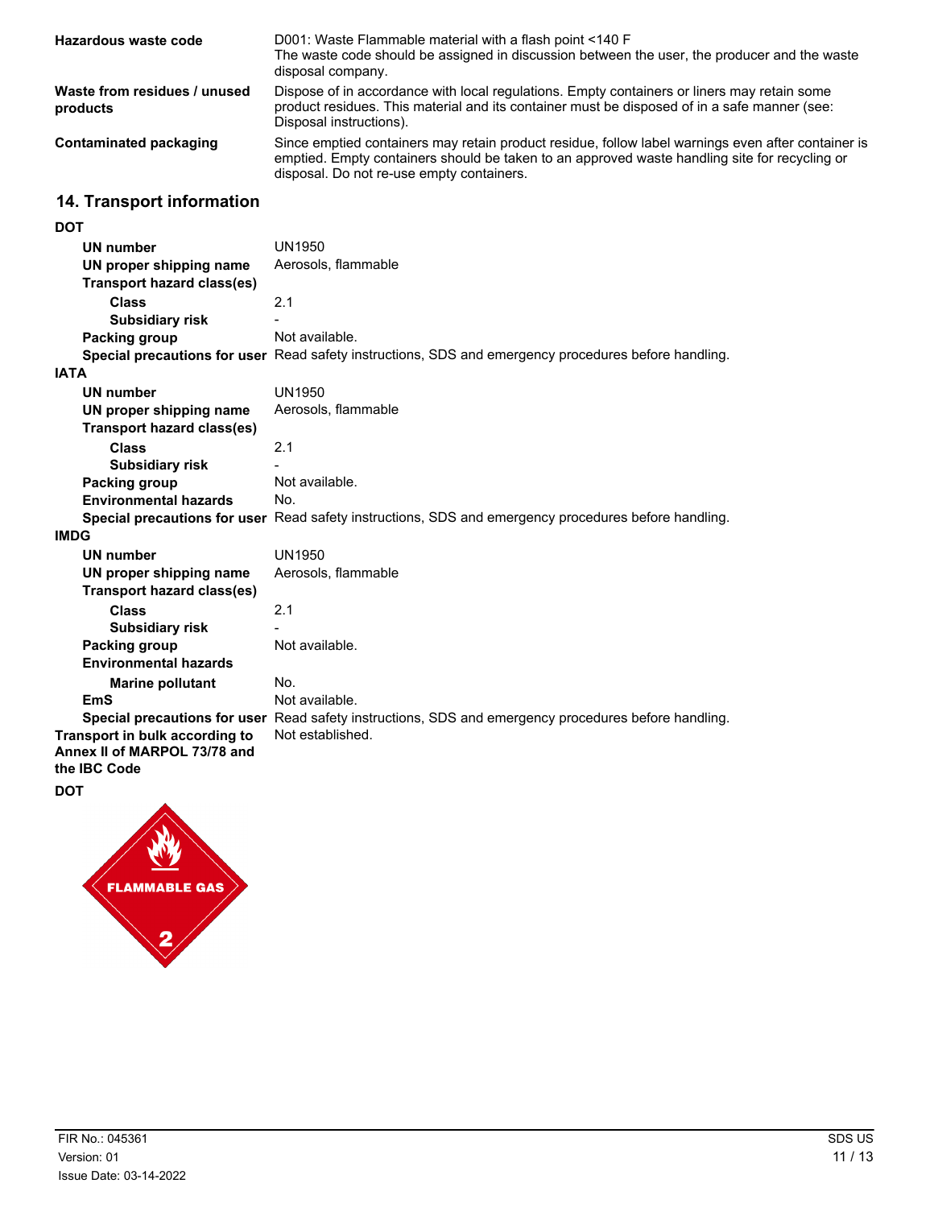| | |
|---|---|
| **Hazardous waste code** | D001: Waste Flammable material with a flash point <140 F<br>The waste code should be assigned in discussion between the user, the producer and the waste disposal company. |
| **Waste from residues / unused products** | Dispose of in accordance with local regulations. Empty containers or liners may retain some product residues. This material and its container must be disposed of in a safe manner (see: Disposal instructions). |
| **Contaminated packaging** | Since emptied containers may retain product residue, follow label warnings even after container is emptied. Empty containers should be taken to an approved waste handling site for recycling or disposal. Do not re-use empty containers. |

## 14. Transport information

**DOT**

| | |
|---|---|
| **UN number** | UN1950 |
| **UN proper shipping name** | Aerosols, flammable |
| **Transport hazard class(es)** | |
| **Class** | 2.1 |
| **Subsidiary risk** | - |
| **Packing group** | Not available. |
| **Special precautions for user** | Read safety instructions, SDS and emergency procedures before handling. |

**IATA**

| | |
|---|---|
| **UN number** | UN1950 |
| **UN proper shipping name** | Aerosols, flammable |
| **Transport hazard class(es)** | |
| **Class** | 2.1 |
| **Subsidiary risk** | - |
| **Packing group** | Not available. |
| **Environmental hazards** | No. |
| **Special precautions for user** | Read safety instructions, SDS and emergency procedures before handling. |

**IMDG**

| | |
|---|---|
| **UN number** | UN1950 |
| **UN proper shipping name** | Aerosols, flammable |
| **Transport hazard class(es)** | |
| **Class** | 2.1 |
| **Subsidiary risk** | - |
| **Packing group** | Not available. |
| **Environmental hazards** | |
| **Marine pollutant** | No. |
| **EmS** | Not available. |
| **Special precautions for user** | Read safety instructions, SDS and emergency procedures before handling. |

| | |
|---|---|
| **Transport in bulk according to Annex II of MARPOL 73/78 and the IBC Code** | Not established. |

**DOT**

FLAMMABLE GAS 2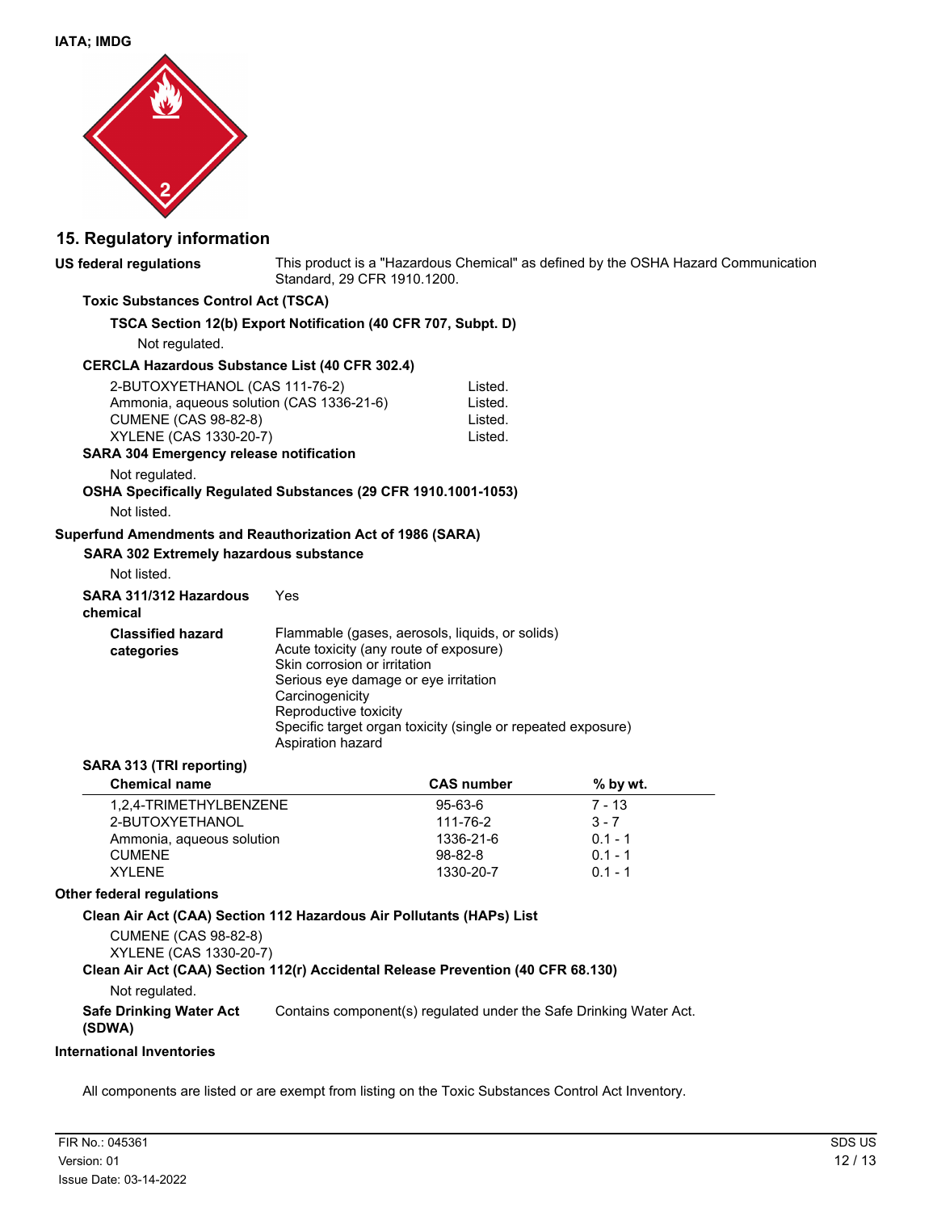**IATA; IMDG**

## 15. Regulatory information

**US federal regulations** This product is a "Hazardous Chemical" as defined by the OSHA Hazard Communication Standard, 29 CFR 1910.1200.

**Toxic Substances Control Act (TSCA)**

**TSCA Section 12(b) Export Notification (40 CFR 707, Subpt. D)**

Not regulated.

**CERCLA Hazardous Substance List (40 CFR 302.4)**

| | |
|---|---|
| 2-BUTOXYETHANOL (CAS 111-76-2) | Listed. |
| Ammonia, aqueous solution (CAS 1336-21-6) | Listed. |
| CUMENE (CAS 98-82-8) | Listed. |
| XYLENE (CAS 1330-20-7) | Listed. |

**SARA 304 Emergency release notification**

Not regulated.

**OSHA Specifically Regulated Substances (29 CFR 1910.1001-1053)**

Not listed.

**Superfund Amendments and Reauthorization Act of 1986 (SARA)**

**SARA 302 Extremely hazardous substance**

Not listed.

**SARA 311/312 Hazardous chemical** Yes

**Classified hazard categories**

Flammable (gases, aerosols, liquids, or solids)
Acute toxicity (any route of exposure)
Skin corrosion or irritation
Serious eye damage or eye irritation
Carcinogenicity
Reproductive toxicity
Specific target organ toxicity (single or repeated exposure)
Aspiration hazard

**SARA 313 (TRI reporting)**

| Chemical name | CAS number | % by wt. |
|---|---|---|
| 1,2,4-TRIMETHYLBENZENE | 95-63-6 | 7 - 13 |
| 2-BUTOXYETHANOL | 111-76-2 | 3 - 7 |
| Ammonia, aqueous solution | 1336-21-6 | 0.1 - 1 |
| CUMENE | 98-82-8 | 0.1 - 1 |
| XYLENE | 1330-20-7 | 0.1 - 1 |

**Other federal regulations**

**Clean Air Act (CAA) Section 112 Hazardous Air Pollutants (HAPs) List**

CUMENE (CAS 98-82-8)
XYLENE (CAS 1330-20-7)

**Clean Air Act (CAA) Section 112(r) Accidental Release Prevention (40 CFR 68.130)**

Not regulated.

**Safe Drinking Water Act (SDWA)** Contains component(s) regulated under the Safe Drinking Water Act.

**International Inventories**

All components are listed or are exempt from listing on the Toxic Substances Control Act Inventory.

FIR No.: 045361
Version: 01
Issue Date: 03-14-2022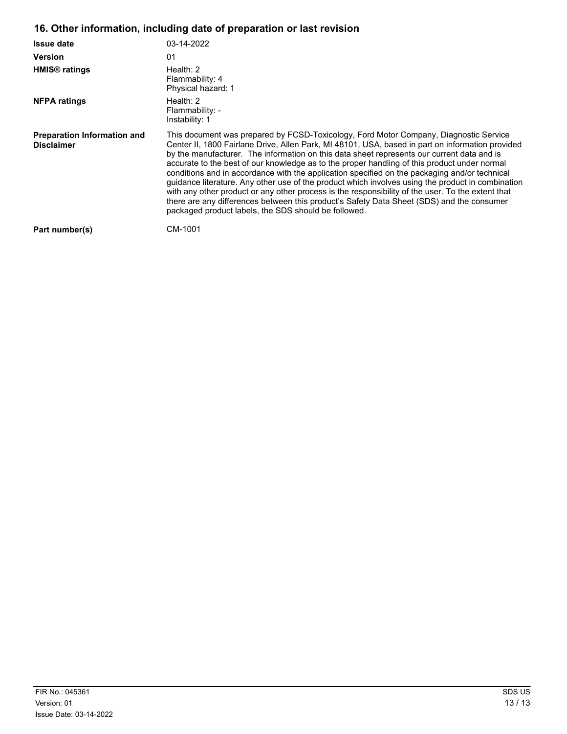## 16. Other information, including date of preparation or last revision

| | |
|---|---|
| **Issue date** | 03-14-2022 |
| **Version** | 01 |
| **HMIS® ratings** | Health: 2<br>Flammability: 4<br>Physical hazard: 1 |
| **NFPA ratings** | Health: 2<br>Flammability: -<br>Instability: 1 |
| **Preparation Information and Disclaimer** | This document was prepared by FCSD-Toxicology, Ford Motor Company, Diagnostic Service Center II, 1800 Fairlane Drive, Allen Park, MI 48101, USA, based in part on information provided by the manufacturer. The information on this data sheet represents our current data and is accurate to the best of our knowledge as to the proper handling of this product under normal conditions and in accordance with the application specified on the packaging and/or technical guidance literature. Any other use of the product which involves using the product in combination with any other product or any other process is the responsibility of the user. To the extent that there are any differences between this product's Safety Data Sheet (SDS) and the consumer packaged product labels, the SDS should be followed. |
| **Part number(s)** | CM-1001 |